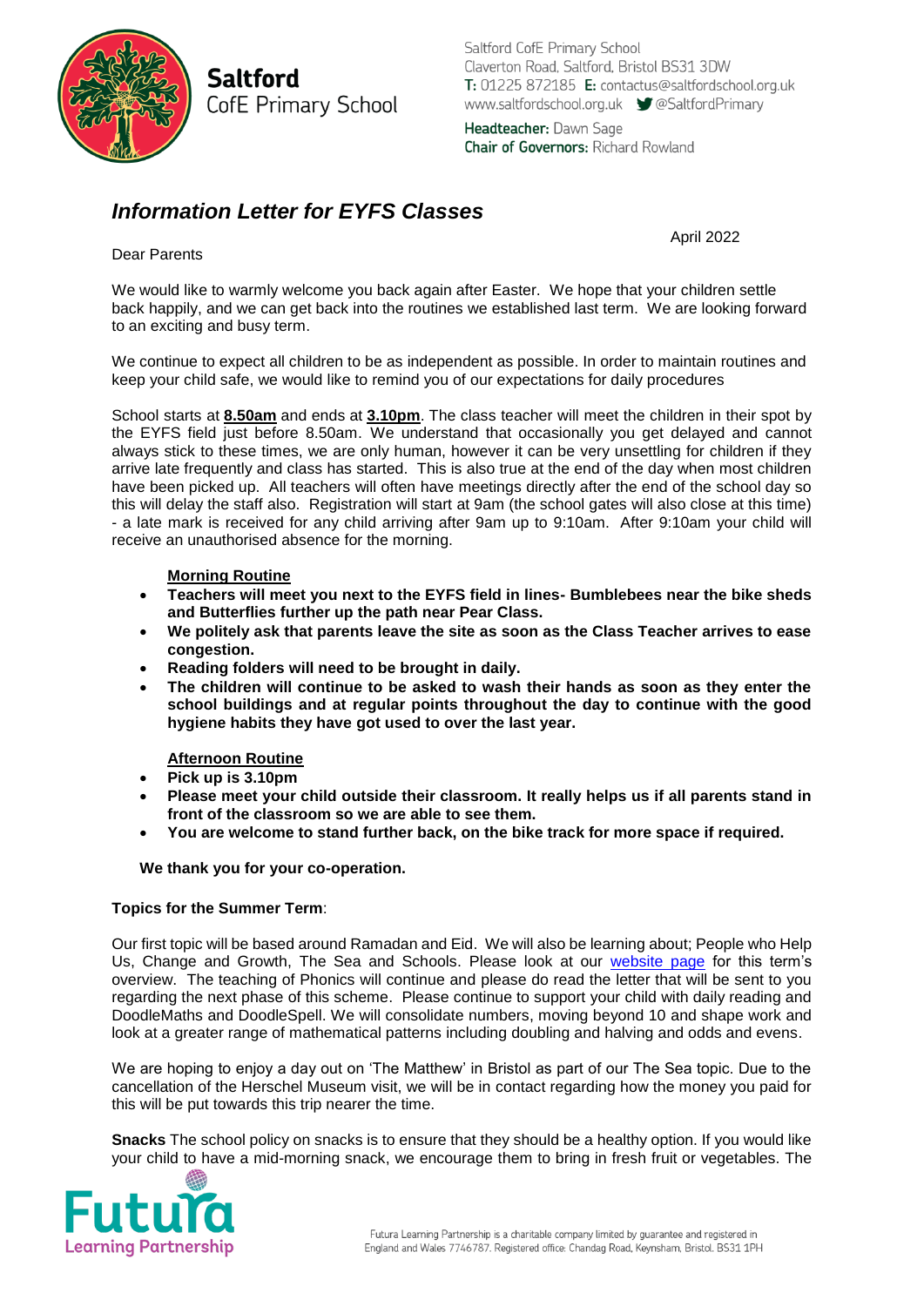**Saltford**
CofE Primary School

Saltford CofE Primary School
Claverton Road, Saltford, Bristol BS31 3DW
**T:** 01225 872185 **E:** contactus@saltfordschool.org.uk
www.saltfordschool.org.uk @SaltfordPrimary

**Headteacher:** Dawn Sage
**Chair of Governors:** Richard Rowland

# *Information Letter for EYFS Classes*

April 2022

Dear Parents

We would like to warmly welcome you back again after Easter. We hope that your children settle back happily, and we can get back into the routines we established last term. We are looking forward to an exciting and busy term.

We continue to expect all children to be as independent as possible. In order to maintain routines and keep your child safe, we would like to remind you of our expectations for daily procedures

School starts at **8.50am** and ends at **3.10pm**. The class teacher will meet the children in their spot by the EYFS field just before 8.50am. We understand that occasionally you get delayed and cannot always stick to these times, we are only human, however it can be very unsettling for children if they arrive late frequently and class has started. This is also true at the end of the day when most children have been picked up. All teachers will often have meetings directly after the end of the school day so this will delay the staff also. Registration will start at 9am (the school gates will also close at this time) - a late mark is received for any child arriving after 9am up to 9:10am. After 9:10am your child will receive an unauthorised absence for the morning.

**Morning Routine**

- **Teachers will meet you next to the EYFS field in lines- Bumblebees near the bike sheds and Butterflies further up the path near Pear Class.**
- **We politely ask that parents leave the site as soon as the Class Teacher arrives to ease congestion.**
- **Reading folders will need to be brought in daily.**
- **The children will continue to be asked to wash their hands as soon as they enter the school buildings and at regular points throughout the day to continue with the good hygiene habits they have got used to over the last year.**

**Afternoon Routine**

- **Pick up is 3.10pm**
- **Please meet your child outside their classroom. It really helps us if all parents stand in front of the classroom so we are able to see them.**
- **You are welcome to stand further back, on the bike track for more space if required.**

**We thank you for your co-operation.**

**Topics for the Summer Term**:

Our first topic will be based around Ramadan and Eid. We will also be learning about; People who Help Us, Change and Growth, The Sea and Schools. Please look at our website page for this term's overview. The teaching of Phonics will continue and please do read the letter that will be sent to you regarding the next phase of this scheme. Please continue to support your child with daily reading and DoodleMaths and DoodleSpell. We will consolidate numbers, moving beyond 10 and shape work and look at a greater range of mathematical patterns including doubling and halving and odds and evens.

We are hoping to enjoy a day out on 'The Matthew' in Bristol as part of our The Sea topic. Due to the cancellation of the Herschel Museum visit, we will be in contact regarding how the money you paid for this will be put towards this trip nearer the time.

**Snacks** The school policy on snacks is to ensure that they should be a healthy option. If you would like your child to have a mid-morning snack, we encourage them to bring in fresh fruit or vegetables. The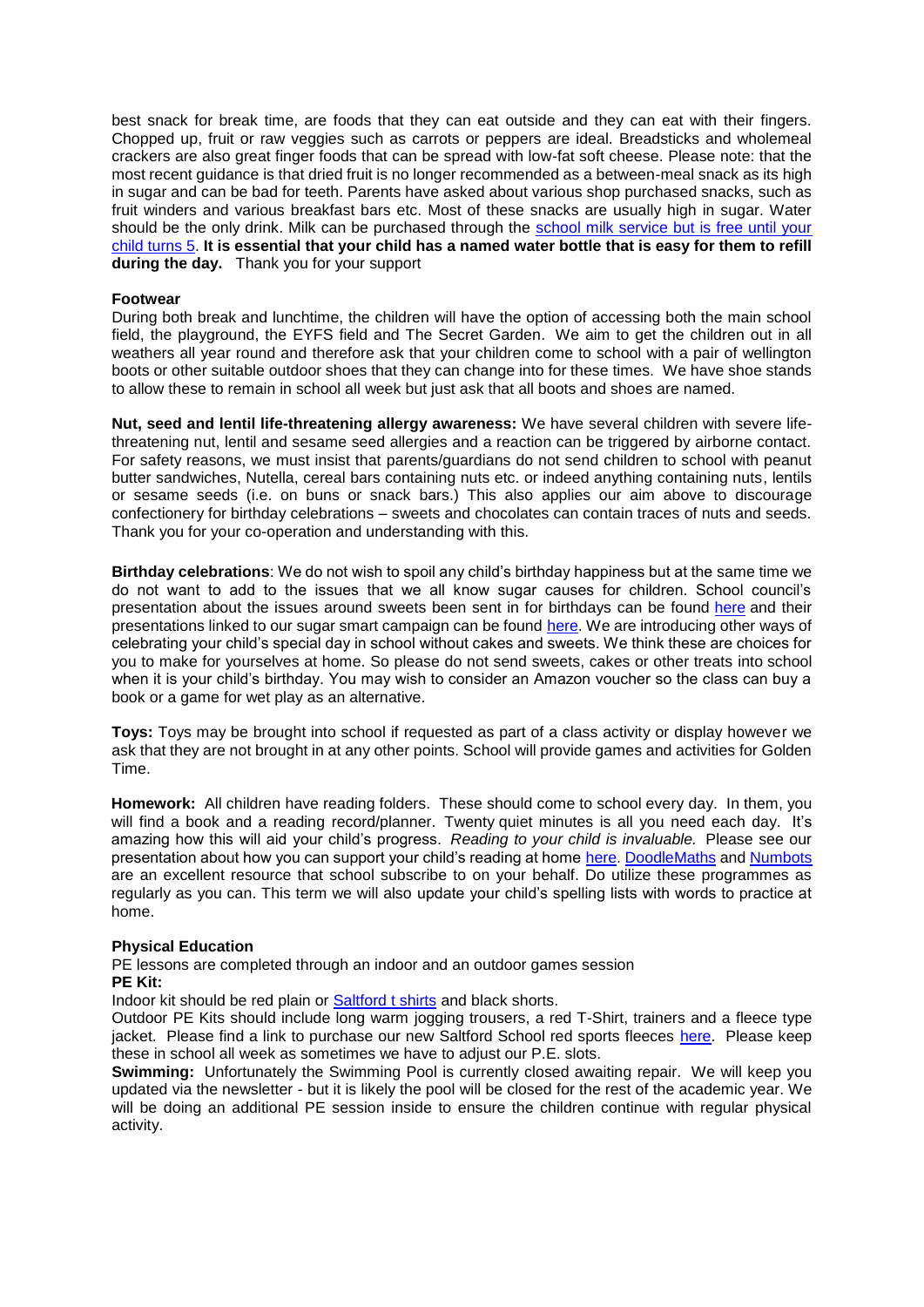best snack for break time, are foods that they can eat outside and they can eat with their fingers. Chopped up, fruit or raw veggies such as carrots or peppers are ideal. Breadsticks and wholemeal crackers are also great finger foods that can be spread with low-fat soft cheese. Please note: that the most recent guidance is that dried fruit is no longer recommended as a between-meal snack as its high in sugar and can be bad for teeth. Parents have asked about various shop purchased snacks, such as fruit winders and various breakfast bars etc. Most of these snacks are usually high in sugar. Water should be the only drink. Milk can be purchased through the school milk service but is free until your child turns 5. **It is essential that your child has a named water bottle that is easy for them to refill during the day.** Thank you for your support

**Footwear**

During both break and lunchtime, the children will have the option of accessing both the main school field, the playground, the EYFS field and The Secret Garden. We aim to get the children out in all weathers all year round and therefore ask that your children come to school with a pair of wellington boots or other suitable outdoor shoes that they can change into for these times. We have shoe stands to allow these to remain in school all week but just ask that all boots and shoes are named.

**Nut, seed and lentil life-threatening allergy awareness:** We have several children with severe life-threatening nut, lentil and sesame seed allergies and a reaction can be triggered by airborne contact. For safety reasons, we must insist that parents/guardians do not send children to school with peanut butter sandwiches, Nutella, cereal bars containing nuts etc. or indeed anything containing nuts, lentils or sesame seeds (i.e. on buns or snack bars.) This also applies our aim above to discourage confectionery for birthday celebrations – sweets and chocolates can contain traces of nuts and seeds. Thank you for your co-operation and understanding with this.

**Birthday celebrations**: We do not wish to spoil any child's birthday happiness but at the same time we do not want to add to the issues that we all know sugar causes for children. School council's presentation about the issues around sweets been sent in for birthdays can be found here and their presentations linked to our sugar smart campaign can be found here. We are introducing other ways of celebrating your child's special day in school without cakes and sweets. We think these are choices for you to make for yourselves at home. So please do not send sweets, cakes or other treats into school when it is your child's birthday. You may wish to consider an Amazon voucher so the class can buy a book or a game for wet play as an alternative.

**Toys:** Toys may be brought into school if requested as part of a class activity or display however we ask that they are not brought in at any other points. School will provide games and activities for Golden Time.

**Homework:** All children have reading folders. These should come to school every day. In them, you will find a book and a reading record/planner. Twenty quiet minutes is all you need each day. It's amazing how this will aid your child's progress. *Reading to your child is invaluable.* Please see our presentation about how you can support your child's reading at home here. DoodleMaths and Numbots are an excellent resource that school subscribe to on your behalf. Do utilize these programmes as regularly as you can. This term we will also update your child's spelling lists with words to practice at home.

**Physical Education**

PE lessons are completed through an indoor and an outdoor games session

**PE Kit:**

Indoor kit should be red plain or Saltford t shirts and black shorts.

Outdoor PE Kits should include long warm jogging trousers, a red T-Shirt, trainers and a fleece type jacket. Please find a link to purchase our new Saltford School red sports fleeces here. Please keep these in school all week as sometimes we have to adjust our P.E. slots.

**Swimming:** Unfortunately the Swimming Pool is currently closed awaiting repair. We will keep you updated via the newsletter - but it is likely the pool will be closed for the rest of the academic year. We will be doing an additional PE session inside to ensure the children continue with regular physical activity.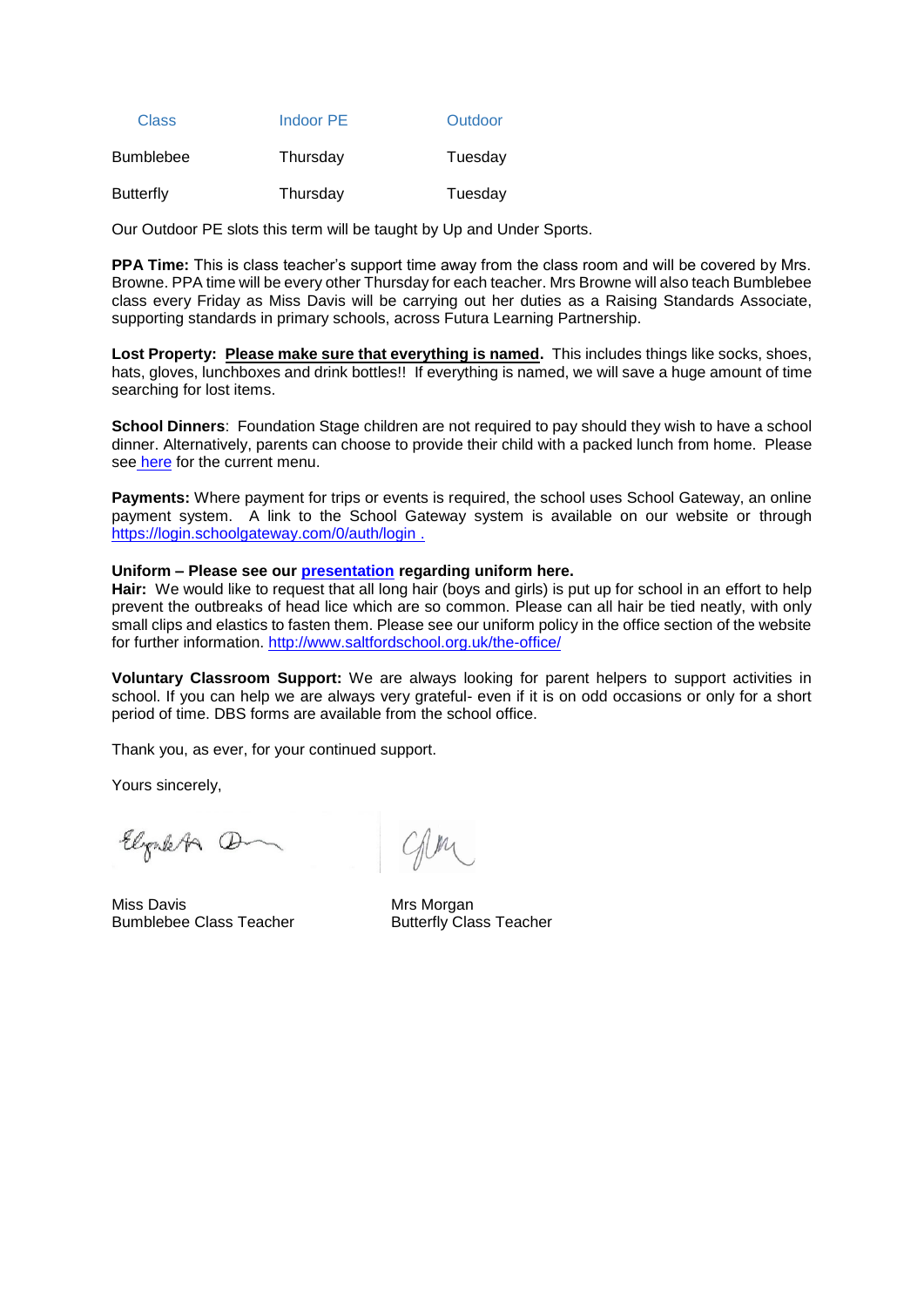| Class | Indoor PE | Outdoor |
|---|---|---|
| Bumblebee | Thursday | Tuesday |
| Butterfly | Thursday | Tuesday |

Our Outdoor PE slots this term will be taught by Up and Under Sports.

**PPA Time:** This is class teacher's support time away from the class room and will be covered by Mrs. Browne. PPA time will be every other Thursday for each teacher. Mrs Browne will also teach Bumblebee class every Friday as Miss Davis will be carrying out her duties as a Raising Standards Associate, supporting standards in primary schools, across Futura Learning Partnership.

**Lost Property:** **Please make sure that everything is named.** This includes things like socks, shoes, hats, gloves, lunchboxes and drink bottles!! If everything is named, we will save a huge amount of time searching for lost items.

**School Dinners**: Foundation Stage children are not required to pay should they wish to have a school dinner. Alternatively, parents can choose to provide their child with a packed lunch from home. Please see here for the current menu.

**Payments:** Where payment for trips or events is required, the school uses School Gateway, an online payment system. A link to the School Gateway system is available on our website or through https://login.schoolgateway.com/0/auth/login .

**Uniform – Please see our presentation regarding uniform here.**

**Hair:** We would like to request that all long hair (boys and girls) is put up for school in an effort to help prevent the outbreaks of head lice which are so common. Please can all hair be tied neatly, with only small clips and elastics to fasten them. Please see our uniform policy in the office section of the website for further information. http://www.saltfordschool.org.uk/the-office/

**Voluntary Classroom Support:** We are always looking for parent helpers to support activities in school. If you can help we are always very grateful- even if it is on odd occasions or only for a short period of time. DBS forms are available from the school office.

Thank you, as ever, for your continued support.

Yours sincerely,

Miss Davis
Bumblebee Class Teacher

Mrs Morgan
Butterfly Class Teacher